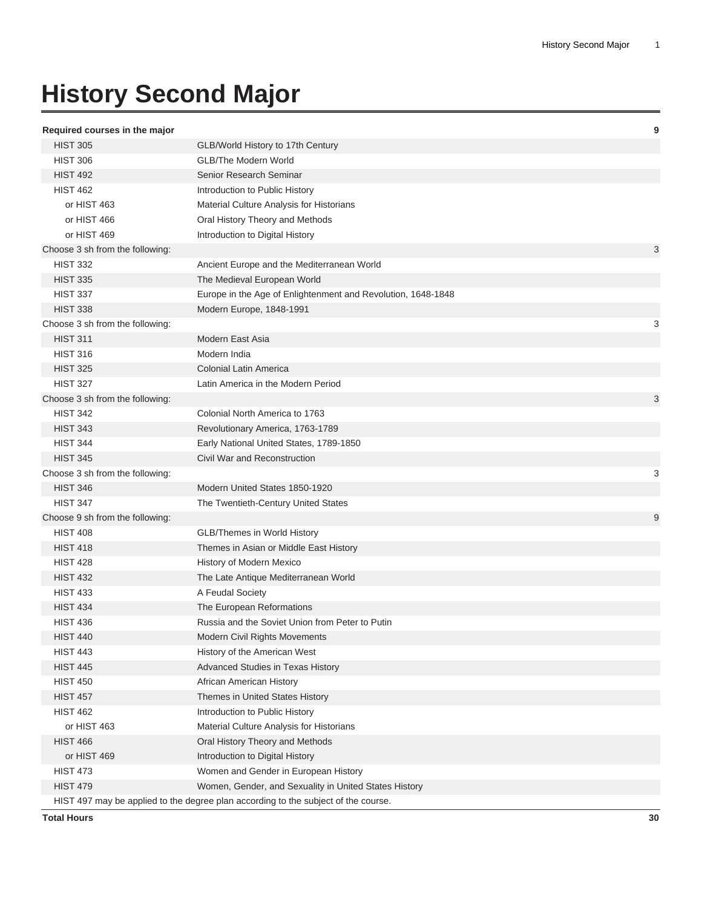# History Second Major

| Code | Title | Hours |
|---|---|---|
| **Required courses in the major** | | **9** |
| HIST 305 | GLB/World History to 17th Century | |
| HIST 306 | GLB/The Modern World | |
| HIST 492 | Senior Research Seminar | |
| HIST 462 | Introduction to Public History | |
| or HIST 463 | Material Culture Analysis for Historians | |
| or HIST 466 | Oral History Theory and Methods | |
| or HIST 469 | Introduction to Digital History | |
| Choose 3 sh from the following: | | 3 |
| HIST 332 | Ancient Europe and the Mediterranean World | |
| HIST 335 | The Medieval European World | |
| HIST 337 | Europe in the Age of Enlightenment and Revolution, 1648-1848 | |
| HIST 338 | Modern Europe, 1848-1991 | |
| Choose 3 sh from the following: | | 3 |
| HIST 311 | Modern East Asia | |
| HIST 316 | Modern India | |
| HIST 325 | Colonial Latin America | |
| HIST 327 | Latin America in the Modern Period | |
| Choose 3 sh from the following: | | 3 |
| HIST 342 | Colonial North America to 1763 | |
| HIST 343 | Revolutionary America, 1763-1789 | |
| HIST 344 | Early National United States, 1789-1850 | |
| HIST 345 | Civil War and Reconstruction | |
| Choose 3 sh from the following: | | 3 |
| HIST 346 | Modern United States 1850-1920 | |
| HIST 347 | The Twentieth-Century United States | |
| Choose 9 sh from the following: | | 9 |
| HIST 408 | GLB/Themes in World History | |
| HIST 418 | Themes in Asian or Middle East History | |
| HIST 428 | History of Modern Mexico | |
| HIST 432 | The Late Antique Mediterranean World | |
| HIST 433 | A Feudal Society | |
| HIST 434 | The European Reformations | |
| HIST 436 | Russia and the Soviet Union from Peter to Putin | |
| HIST 440 | Modern Civil Rights Movements | |
| HIST 443 | History of the American West | |
| HIST 445 | Advanced Studies in Texas History | |
| HIST 450 | African American History | |
| HIST 457 | Themes in United States History | |
| HIST 462 | Introduction to Public History | |
| or HIST 463 | Material Culture Analysis for Historians | |
| HIST 466 | Oral History Theory and Methods | |
| or HIST 469 | Introduction to Digital History | |
| HIST 473 | Women and Gender in European History | |
| HIST 479 | Women, Gender, and Sexuality in United States History | |
| HIST 497 may be applied to the degree plan according to the subject of the course. | | |
| **Total Hours** | | **30** |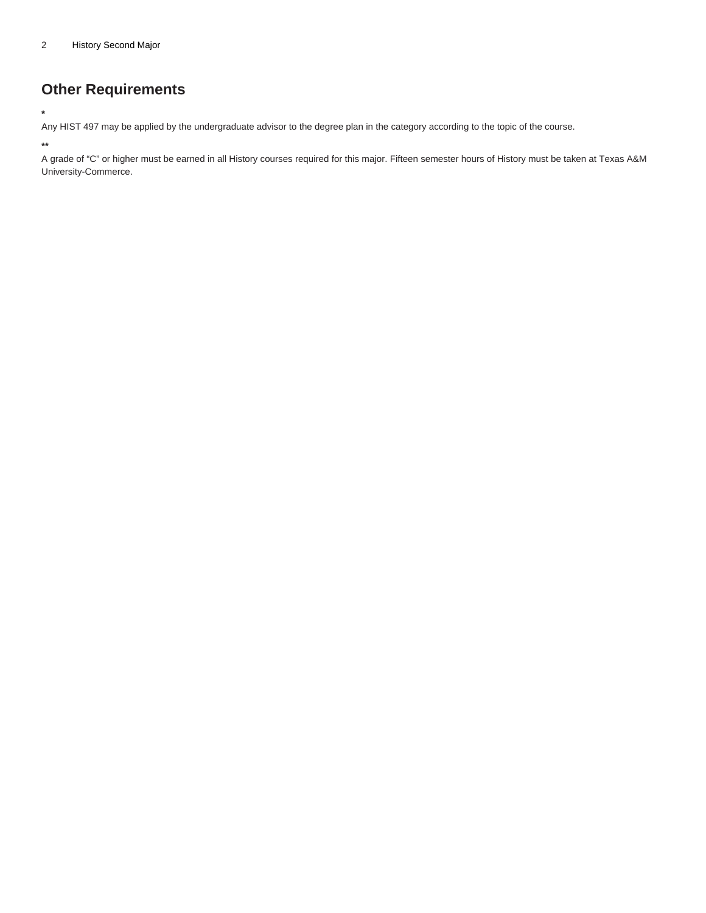## Other Requirements

*

Any HIST 497 may be applied by the undergraduate advisor to the degree plan in the category according to the topic of the course.

**

A grade of “C” or higher must be earned in all History courses required for this major. Fifteen semester hours of History must be taken at Texas A&M University-Commerce.